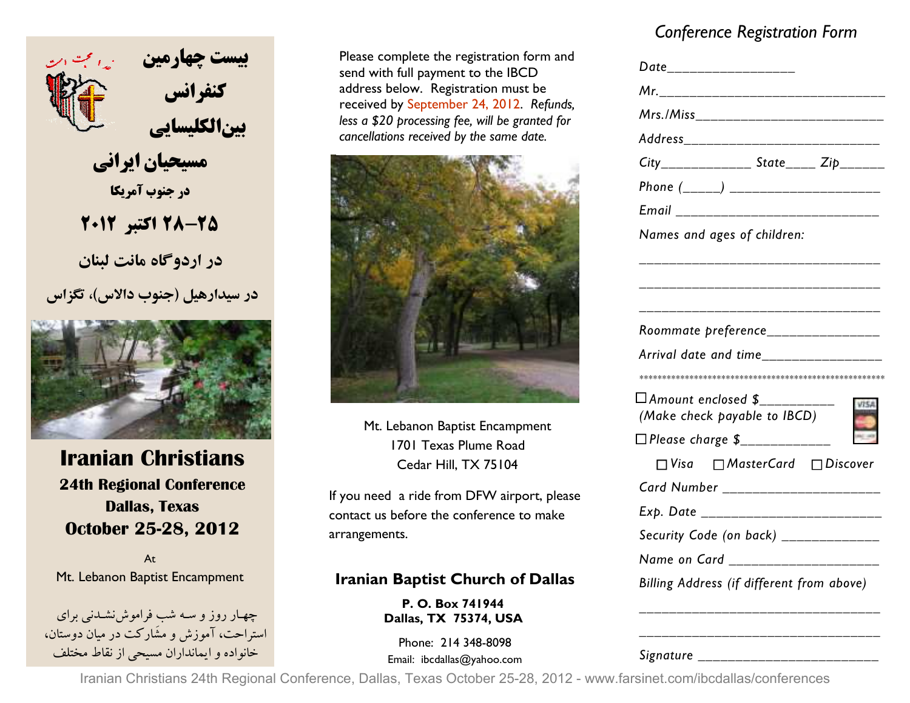# بیست چهارمین کنفرانس بین‌الکلیسایی مسیحیان ایرانی

**در جنوب آمریکا**

**۲۵–۲۸ اکتبر ۲۰۱۲**

**در اردوگاه مانت لبنان**

**در سیدارهیل (جنوب دالاس)، تگزاس**

# Iranian Christians

## 24th Regional Conference
## Dallas, Texas
## October 25-28, 2012

At

Mt. Lebanon Baptist Encampment

چهار روز و سه شب فراموش‌نشدنی برای استراحت، آموزش و مشارکت در میان دوستان، خانواده و ایمانداران مسیحی از نقاط مختلف

Please complete the registration form and send with full payment to the IBCD address below. Registration must be received by September 24, 2012. *Refunds, less a $20 processing fee, will be granted for cancellations received by the same date.*

Mt. Lebanon Baptist Encampment
1701 Texas Plume Road
Cedar Hill, TX 75104

If you need a ride from DFW airport, please contact us before the conference to make arrangements.

### Iranian Baptist Church of Dallas

**P. O. Box 741944**
**Dallas, TX 75374, USA**

Phone: 214 348-8098
Email: ibcdallas@yahoo.com

## *Conference Registration Form*

*Date*_________________

*Mr.*_________________________________

*Mrs./Miss*___________________________

*Address*_____________________________

*City*____________ *State*____ *Zip*______

*Phone* (_____) ______________________

*Email* _____________________________

*Names and ages of children:*

_________________________________

_________________________________

_________________________________

*Roommate preference*_______________

*Arrival date and time*________________

*****************************************************

☐ *Amount enclosed $*__________
*(Make check payable to IBCD)*

☐ *Please charge $*____________

☐ *Visa* ☐ *MasterCard* ☐ *Discover*

*Card Number* _____________________

*Exp. Date* ________________________

*Security Code (on back)* _____________

*Name on Card* _____________________

*Billing Address (if different from above)*

_________________________________

_________________________________

*Signature* ________________________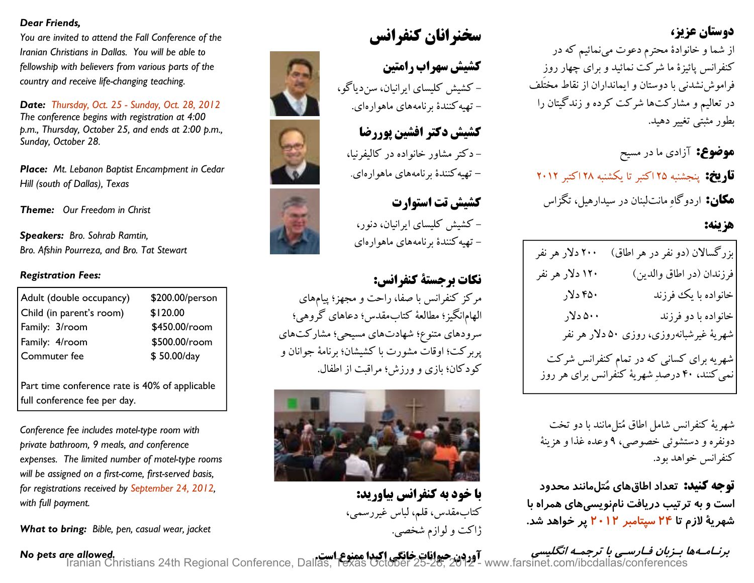***Dear Friends,***

*You are invited to attend the Fall Conference of the Iranian Christians in Dallas. You will be able to fellowship with believers from various parts of the country and receive life-changing teaching.*

***Date:*** *Thursday, Oct. 25 - Sunday, Oct. 28, 2012*
*The conference begins with registration at 4:00 p.m., Thursday, October 25, and ends at 2:00 p.m., Sunday, October 28.*

***Place:*** *Mt. Lebanon Baptist Encampment in Cedar Hill (south of Dallas), Texas*

***Theme:*** *Our Freedom in Christ*

***Speakers:*** *Bro. Sohrab Ramtin, Bro. Afshin Pourreza, and Bro. Tat Stewart*

***Registration Fees:***

| | |
|---|---|
| Adult (double occupancy) | $200.00/person |
| Child (in parent's room) | $120.00 |
| Family: 3/room | $450.00/room |
| Family: 4/room | $500.00/room |
| Commuter fee | $ 50.00/day |

Part time conference rate is 40% of applicable full conference fee per day.

*Conference fee includes motel-type room with private bathroom, 9 meals, and conference expenses. The limited number of motel-type rooms will be assigned on a first-come, first-served basis, for registrations received by September 24, 2012, with full payment.*

***What to bring:*** *Bible, pen, casual wear, jacket*

***No pets are allowed.***

## سخنرانان کنفرانس

### کشیش سهراب رامتین
– کشیش کلیسای ایرانیان، سن‌دیاگو،
– تهیه‌کنندهٔ برنامه‌های ماهواره‌ای.

### کشیش دکتر افشین پوررضا
– دکتر مشاور خانواده در کالیفرنیا،
– تهیه‌کنندهٔ برنامه‌های ماهواره‌ای.

### کشیش تت استوارت
– کشیش کلیسای ایرانیان، دنور،
– تهیه‌کنندهٔ برنامه‌های ماهواره‌ای

### نکات برجستهٔ کنفرانس:
مرکز کنفرانس با صفا، راحت و مجهز؛ پیام‌های الهام‌انگیز؛ مطالعهٔ کتاب‌مقدس؛ دعاهای گروهی؛ سرودهای متنوع؛ شهادت‌های مسیحی؛ مشارکت‌های پربرکت؛ اوقات مشورت با کشیشان؛ برنامهٔ جوانان و کودکان؛ بازی و ورزش؛ مراقبت از اطفال.

### با خود به کنفرانس بیاورید:
کتاب‌مقدس، قلم، لباس غیررسمی، ژاکت و لوازم شخصی.

**آوردن حیوانات خانگی اکیدا ممنوع است.**

### دوستان عزیز،
از شما و خانوادهٔ محترم دعوت می‌نمائیم که در کنفرانس پائیزهٔ ما شرکت نمائید و برای چهار روز فراموش‌نشدنی با دوستان و ایمانداران از نقاط مختلف در تعالیم و مشارکت‌ها شرکت کرده و زندگیتان را بطور مثبتی تغییر دهید.

**موضوع:** آزادی ما در مسیح

**تاریخ:** پنجشنبه ۲۵ اکتبر تا یکشنبه ۲۸ اکتبر ۲۰۱۲

**مکان:** اردوگاهِ مانت‌لبنان در سیدارهیل، تگزاس

**هزینه:**

| | |
|---|---|
| بزرگسالان (دو نفر در هر اطاق) | ۲۰۰ دلار هر نفر |
| فرزندان (در اطاق والدین) | ۱۲۰ دلار هر نفر |
| خانواده با یک فرزند | ۴۵۰ دلار |
| خانواده با دو فرزند | ۵۰۰ دلار |
| شهریهٔ غیرشبانه‌روزی، روزی ۵۰ دلار هر نفر | |

شهریه برای کسانی که در تمام کنفرانس شرکت نمی‌کنند، ۴۰ درصدِ شهریهٔ کنفرانس برای هر روز

شهریهٔ کنفرانس شامل اطاق مُتل‌مانند با دو تخت دونفره و دستشوئی خصوصی، ۹ وعده غذا و هزینهٔ کنفرانس خواهد بود.

**توجه کنید: تعداد اطاق‌های مُتل‌مانند محدود است و به ترتیب دریافت نام‌نویسی‌های همراه با شهریهٔ لازم تا ۲۴ سپتامبر ۲۰۱۲ پر خواهد شد.**

***برنامه‌ها بزبان فارسی با ترجمه انگلیسی***